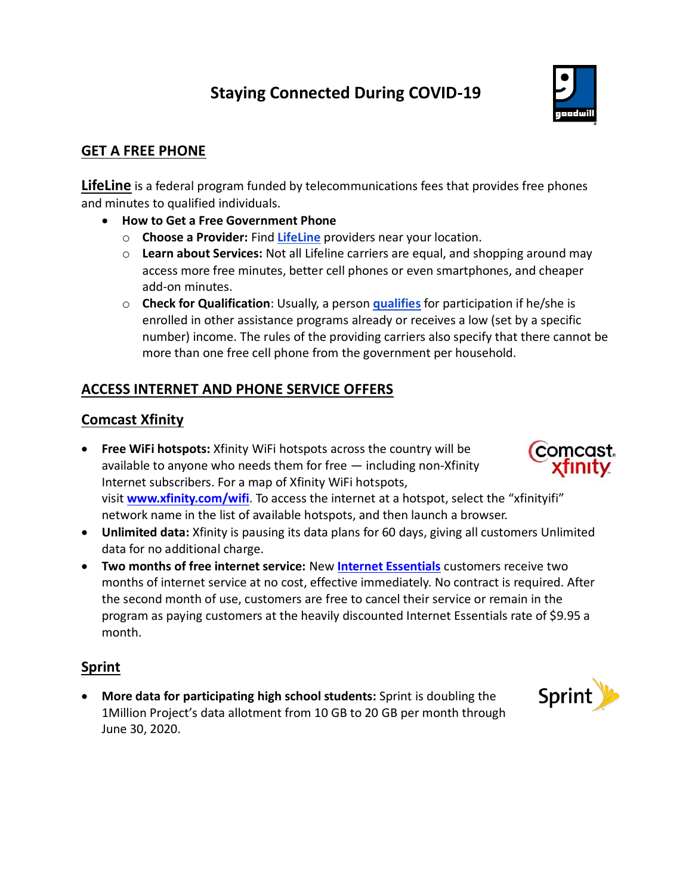# Staying Connected During COVID-19

## GET A FREE PHONE

**LifeLine** is a federal program funded by telecommunications fees that provides free phones and minutes to qualified individuals.

- **How to Get a Free Government Phone**
  - **Choose a Provider:** Find **LifeLine** providers near your location.
  - **Learn about Services:** Not all Lifeline carriers are equal, and shopping around may access more free minutes, better cell phones or even smartphones, and cheaper add-on minutes.
  - **Check for Qualification**: Usually, a person **qualifies** for participation if he/she is enrolled in other assistance programs already or receives a low (set by a specific number) income. The rules of the providing carriers also specify that there cannot be more than one free cell phone from the government per household.

## ACCESS INTERNET AND PHONE SERVICE OFFERS

### Comcast Xfinity

- **Free WiFi hotspots:** Xfinity WiFi hotspots across the country will be available to anyone who needs them for free — including non-Xfinity Internet subscribers. For a map of Xfinity WiFi hotspots, visit **www.xfinity.com/wifi**. To access the internet at a hotspot, select the "xfinityifi" network name in the list of available hotspots, and then launch a browser.
- **Unlimited data:** Xfinity is pausing its data plans for 60 days, giving all customers Unlimited data for no additional charge.
- **Two months of free internet service:** New **Internet Essentials** customers receive two months of internet service at no cost, effective immediately. No contract is required. After the second month of use, customers are free to cancel their service or remain in the program as paying customers at the heavily discounted Internet Essentials rate of $9.95 a month.

### Sprint

- **More data for participating high school students:** Sprint is doubling the 1Million Project's data allotment from 10 GB to 20 GB per month through June 30, 2020.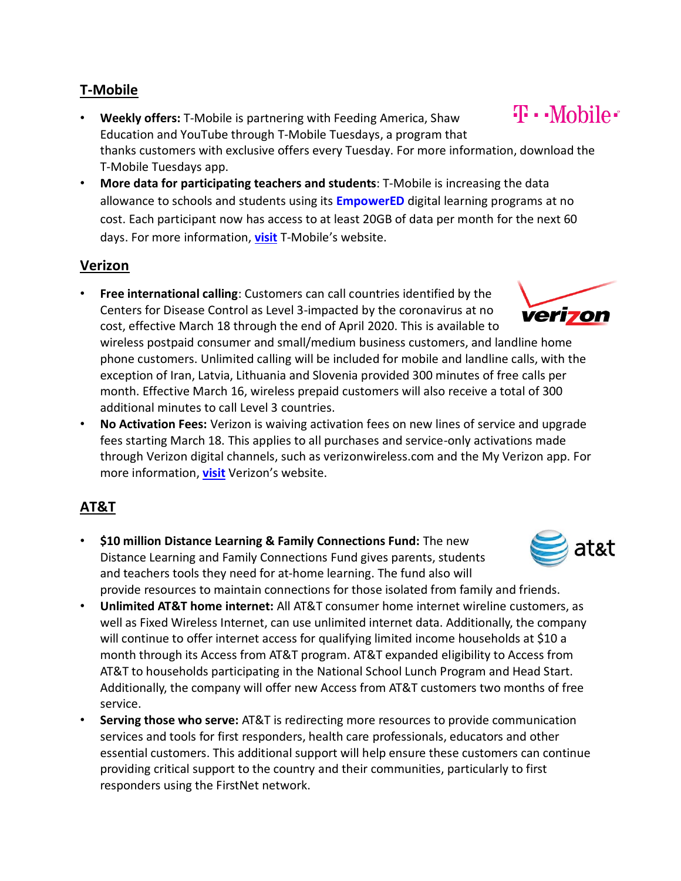## T-Mobile

- **Weekly offers:** T-Mobile is partnering with Feeding America, Shaw Education and YouTube through T-Mobile Tuesdays, a program that thanks customers with exclusive offers every Tuesday. For more information, download the T-Mobile Tuesdays app.
- **More data for participating teachers and students**: T-Mobile is increasing the data allowance to schools and students using its **EmpowerED** digital learning programs at no cost. Each participant now has access to at least 20GB of data per month for the next 60 days. For more information, **visit** T-Mobile's website.

## Verizon

- **Free international calling**: Customers can call countries identified by the Centers for Disease Control as Level 3-impacted by the coronavirus at no cost, effective March 18 through the end of April 2020. This is available to wireless postpaid consumer and small/medium business customers, and landline home phone customers. Unlimited calling will be included for mobile and landline calls, with the exception of Iran, Latvia, Lithuania and Slovenia provided 300 minutes of free calls per month. Effective March 16, wireless prepaid customers will also receive a total of 300 additional minutes to call Level 3 countries.
- **No Activation Fees:** Verizon is waiving activation fees on new lines of service and upgrade fees starting March 18. This applies to all purchases and service-only activations made through Verizon digital channels, such as verizonwireless.com and the My Verizon app. For more information, **visit** Verizon's website.

## AT&T

- **$10 million Distance Learning & Family Connections Fund:** The new Distance Learning and Family Connections Fund gives parents, students and teachers tools they need for at-home learning. The fund also will provide resources to maintain connections for those isolated from family and friends.
- **Unlimited AT&T home internet:** All AT&T consumer home internet wireline customers, as well as Fixed Wireless Internet, can use unlimited internet data. Additionally, the company will continue to offer internet access for qualifying limited income households at $10 a month through its Access from AT&T program. AT&T expanded eligibility to Access from AT&T to households participating in the National School Lunch Program and Head Start. Additionally, the company will offer new Access from AT&T customers two months of free service.
- **Serving those who serve:** AT&T is redirecting more resources to provide communication services and tools for first responders, health care professionals, educators and other essential customers. This additional support will help ensure these customers can continue providing critical support to the country and their communities, particularly to first responders using the FirstNet network.